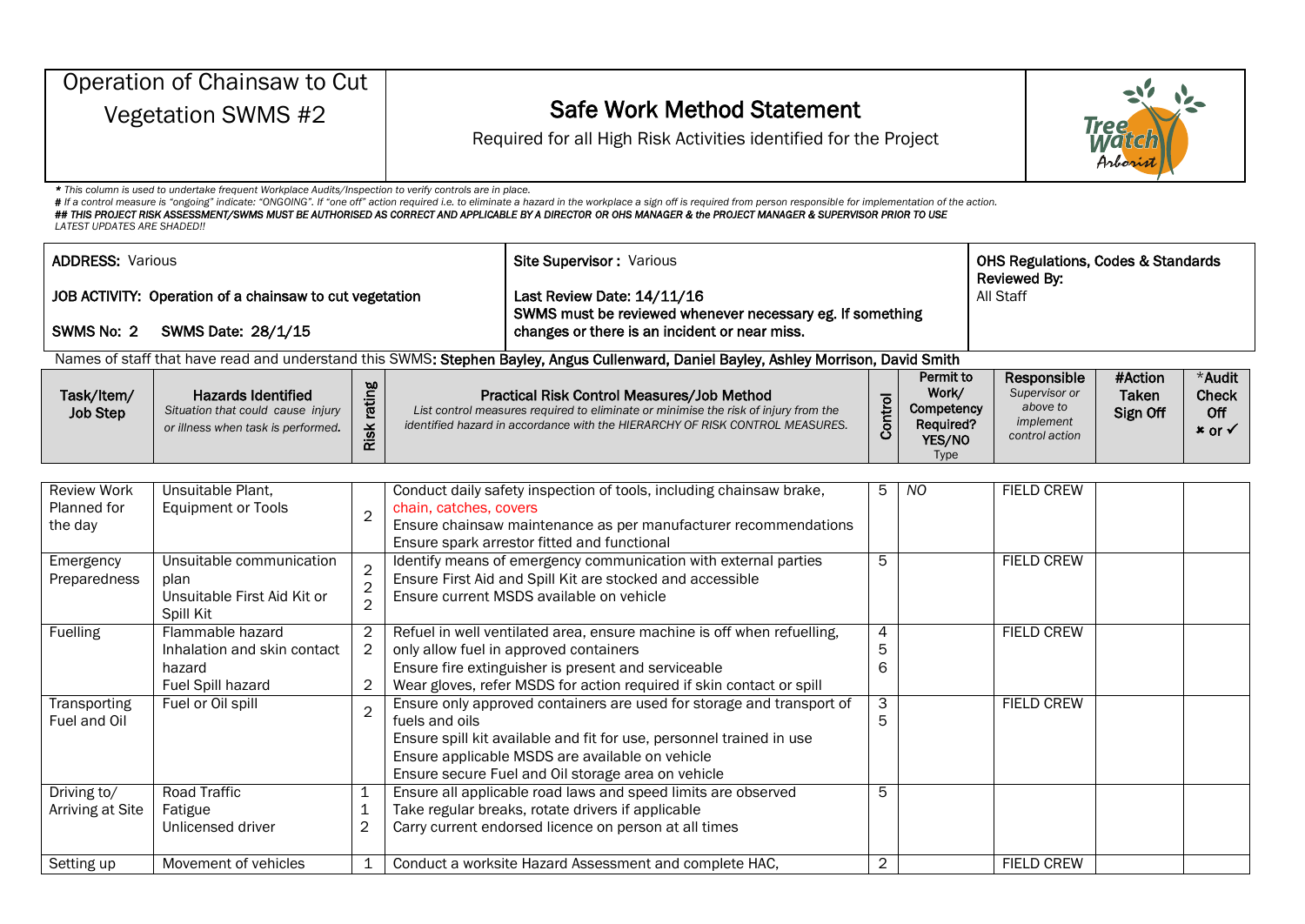# Operation of Chainsaw to Cut Vegetation SWMS #2

## Safe Work Method Statement

Required for all High Risk Activities identified for the Project

*\* This column is used to undertake frequent Workplace Audits/Inspection to verify controls are in place.*
*# If a control measure is "ongoing" indicate: "ONGOING". If "one off" action required i.e. to eliminate a hazard in the workplace a sign off is required from person responsible for implementation of the action.*
***## THIS PROJECT RISK ASSESSMENT/SWMS MUST BE AUTHORISED AS CORRECT AND APPLICABLE BY A DIRECTOR OR OHS MANAGER & the PROJECT MANAGER & SUPERVISOR PRIOR TO USE***
*LATEST UPDATES ARE SHADED!!*

| | | |
|---|---|---|
| **ADDRESS:** Various<br><br>**JOB ACTIVITY: Operation of a chainsaw to cut vegetation**<br><br>**SWMS No: 2 SWMS Date: 28/1/15** | **Site Supervisor:** Various<br><br>**Last Review Date: 14/11/16**<br>**SWMS must be reviewed whenever necessary eg. If something changes or there is an incident or near miss.** | **OHS Regulations, Codes & Standards Reviewed By:**<br>All Staff |

Names of staff that have read and understand this SWMS: **Stephen Bayley, Angus Cullenward, Daniel Bayley, Ashley Morrison, David Smith**

| **Task/Item/ Job Step** | **Hazards Identified** *Situation that could cause injury or illness when task is performed.* | **Risk rating** | **Practical Risk Control Measures/Job Method** *List control measures required to eliminate or minimise the risk of injury from the identified hazard in accordance with the HIERARCHY OF RISK CONTROL MEASURES.* | **Control** | **Permit to Work/ Competency Required? YES/NO** Type | **Responsible** *Supervisor or above to implement control action* | **#Action Taken Sign Off** | **\*Audit Check Off ✖ or ✓** |
|---|---|---|---|---|---|---|---|---|
| Review Work Planned for the day | Unsuitable Plant, Equipment or Tools | 2 | Conduct daily safety inspection of tools, including chainsaw brake, chain, catches, covers<br>Ensure chainsaw maintenance as per manufacturer recommendations<br>Ensure spark arrestor fitted and functional | 5 | *NO* | FIELD CREW | | |
| Emergency Preparedness | Unsuitable communication plan<br>Unsuitable First Aid Kit or Spill Kit | 2<br>2<br>2 | Identify means of emergency communication with external parties<br>Ensure First Aid and Spill Kit are stocked and accessible<br>Ensure current MSDS available on vehicle | 5 | | FIELD CREW | | |
| Fuelling | Flammable hazard<br>Inhalation and skin contact hazard<br>Fuel Spill hazard | 2<br>2<br><br>2 | Refuel in well ventilated area, ensure machine is off when refuelling, only allow fuel in approved containers<br>Ensure fire extinguisher is present and serviceable<br>Wear gloves, refer MSDS for action required if skin contact or spill | 4<br>5<br>6 | | FIELD CREW | | |
| Transporting Fuel and Oil | Fuel or Oil spill | 2 | Ensure only approved containers are used for storage and transport of fuels and oils<br>Ensure spill kit available and fit for use, personnel trained in use<br>Ensure applicable MSDS are available on vehicle<br>Ensure secure Fuel and Oil storage area on vehicle | 3<br>5 | | FIELD CREW | | |
| Driving to/ Arriving at Site | Road Traffic<br>Fatigue<br>Unlicensed driver | 1<br>1<br>2 | Ensure all applicable road laws and speed limits are observed<br>Take regular breaks, rotate drivers if applicable<br>Carry current endorsed licence on person at all times | 5 | | | | |
| Setting up | Movement of vehicles | 1 | Conduct a worksite Hazard Assessment and complete HAC, | 2 | | FIELD CREW | | |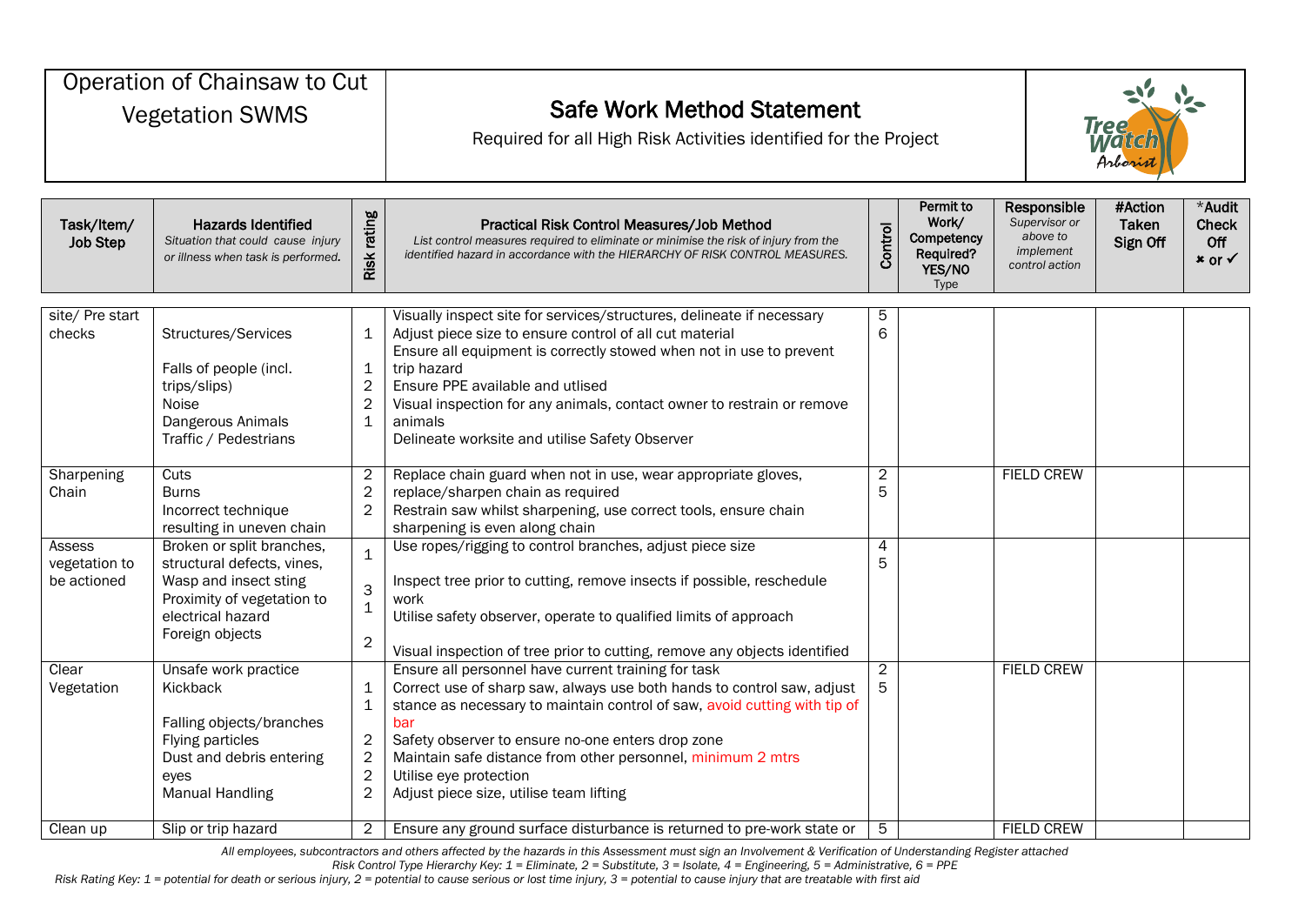| Operation of Chainsaw to Cut Vegetation SWMS | Safe Work Method Statement<br>Required for all High Risk Activities identified for the Project | Tree Watch Arborist |
|---|---|---|

| Task/Item/ Job Step | Hazards Identified<br>*Situation that could cause injury or illness when task is performed.* | Risk rating | Practical Risk Control Measures/Job Method<br>*List control measures required to eliminate or minimise the risk of injury from the identified hazard in accordance with the HIERARCHY OF RISK CONTROL MEASURES.* | Control | Permit to Work/ Competency Required? YES/NO Type | Responsible<br>*Supervisor or above to implement control action* | #Action Taken Sign Off | *Audit Check Off ✖ or ✓ |
|---|---|---|---|---|---|---|---|---|
| site/ Pre start checks | Structures/Services<br><br>Falls of people (incl. trips/slips)<br>Noise<br>Dangerous Animals<br>Traffic / Pedestrians | 1<br><br>1<br>2<br>2<br>1 | Visually inspect site for services/structures, delineate if necessary<br>Adjust piece size to ensure control of all cut material<br>Ensure all equipment is correctly stowed when not in use to prevent trip hazard<br>Ensure PPE available and utlised<br>Visual inspection for any animals, contact owner to restrain or remove animals<br>Delineate worksite and utilise Safety Observer | 5<br>6 | | | | |
| Sharpening Chain | Cuts<br>Burns<br>Incorrect technique resulting in uneven chain | 2<br>2<br>2 | Replace chain guard when not in use, wear appropriate gloves, replace/sharpen chain as required<br>Restrain saw whilst sharpening, use correct tools, ensure chain sharpening is even along chain | 2<br>5 | | FIELD CREW | | |
| Assess vegetation to be actioned | Broken or split branches, structural defects, vines,<br>Wasp and insect sting<br>Proximity of vegetation to electrical hazard<br>Foreign objects | 1<br><br>3<br>1<br><br>2 | Use ropes/rigging to control branches, adjust piece size<br><br>Inspect tree prior to cutting, remove insects if possible, reschedule work<br>Utilise safety observer, operate to qualified limits of approach<br><br>Visual inspection of tree prior to cutting, remove any objects identified | 4<br>5 | | | | |
| Clear Vegetation | Unsafe work practice<br>Kickback<br><br>Falling objects/branches<br>Flying particles<br>Dust and debris entering eyes<br>Manual Handling | <br>1<br>1<br><br>2<br>2<br>2<br>2 | Ensure all personnel have current training for task<br>Correct use of sharp saw, always use both hands to control saw, adjust stance as necessary to maintain control of saw, avoid cutting with tip of bar<br>Safety observer to ensure no-one enters drop zone<br>Maintain safe distance from other personnel, minimum 2 mtrs<br>Utilise eye protection<br>Adjust piece size, utilise team lifting | 2<br>5 | | FIELD CREW | | |
| Clean up | Slip or trip hazard | 2 | Ensure any ground surface disturbance is returned to pre-work state or | 5 | | FIELD CREW | | |

*All employees, subcontractors and others affected by the hazards in this Assessment must sign an Involvement & Verification of Understanding Register attached*

*Risk Control Type Hierarchy Key: 1 = Eliminate, 2 = Substitute, 3 = Isolate, 4 = Engineering, 5 = Administrative, 6 = PPE*

*Risk Rating Key: 1 = potential for death or serious injury, 2 = potential to cause serious or lost time injury, 3 = potential to cause injury that are treatable with first aid*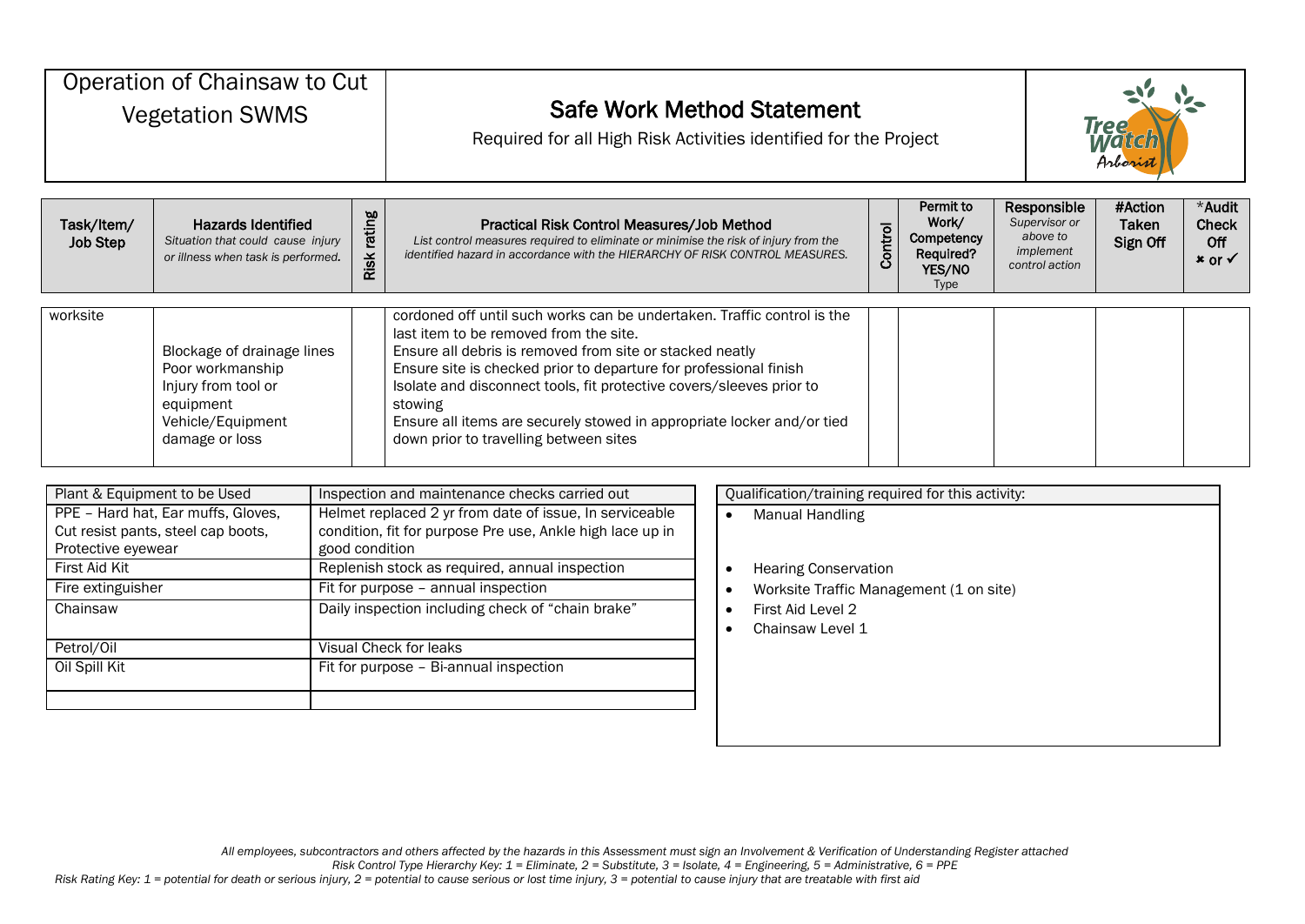| Operation of Chainsaw to Cut Vegetation SWMS | **Safe Work Method Statement** Required for all High Risk Activities identified for the Project |
| --- | --- |

| Task/Item/ Job Step | Hazards Identified *Situation that could cause injury or illness when task is performed.* | Risk rating | Practical Risk Control Measures/Job Method *List control measures required to eliminate or minimise the risk of injury from the identified hazard in accordance with the HIERARCHY OF RISK CONTROL MEASURES.* | Control | Permit to Work/ Competency Required? YES/NO Type | Responsible *Supervisor or above to implement control action* | #Action Taken Sign Off | *Audit Check Off ✖ or ✓ |
| --- | --- | --- | --- | --- | --- | --- | --- | --- |
| worksite | Blockage of drainage lines<br>Poor workmanship<br>Injury from tool or equipment<br>Vehicle/Equipment damage or loss | | cordoned off until such works can be undertaken. Traffic control is the last item to be removed from the site.<br>Ensure all debris is removed from site or stacked neatly<br>Ensure site is checked prior to departure for professional finish<br>Isolate and disconnect tools, fit protective covers/sleeves prior to stowing<br>Ensure all items are securely stowed in appropriate locker and/or tied down prior to travelling between sites | | | | | |

| Plant & Equipment to be Used | Inspection and maintenance checks carried out |
| --- | --- |
| PPE – Hard hat, Ear muffs, Gloves, Cut resist pants, steel cap boots, Protective eyewear | Helmet replaced 2 yr from date of issue, In serviceable condition, fit for purpose Pre use, Ankle high lace up in good condition |
| First Aid Kit | Replenish stock as required, annual inspection |
| Fire extinguisher | Fit for purpose – annual inspection |
| Chainsaw | Daily inspection including check of "chain brake" |
| Petrol/Oil | Visual Check for leaks |
| Oil Spill Kit | Fit for purpose – Bi-annual inspection |
| | |

Qualification/training required for this activity:

- Manual Handling
- Hearing Conservation
- Worksite Traffic Management (1 on site)
- First Aid Level 2
- Chainsaw Level 1

*All employees, subcontractors and others affected by the hazards in this Assessment must sign an Involvement & Verification of Understanding Register attached*

*Risk Control Type Hierarchy Key: 1 = Eliminate, 2 = Substitute, 3 = Isolate, 4 = Engineering, 5 = Administrative, 6 = PPE*

*Risk Rating Key: 1 = potential for death or serious injury, 2 = potential to cause serious or lost time injury, 3 = potential to cause injury that are treatable with first aid*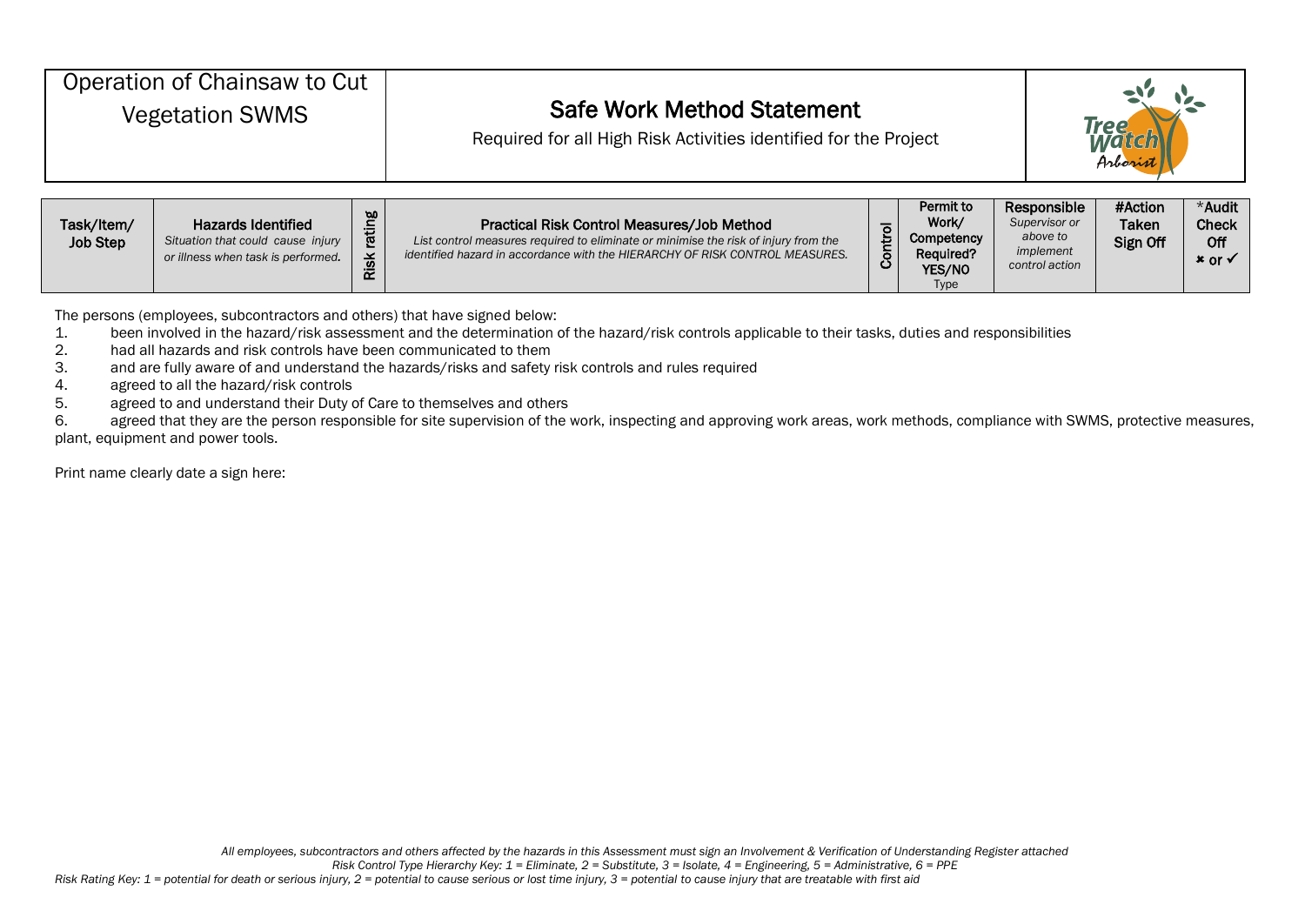| Operation of Chainsaw to Cut Vegetation SWMS | Safe Work Method Statement<br>Required for all High Risk Activities identified for the Project |
|---|---|

| Task/Item/ Job Step | Hazards Identified<br>*Situation that could cause injury or illness when task is performed.* | Risk rating | Practical Risk Control Measures/Job Method<br>*List control measures required to eliminate or minimise the risk of injury from the identified hazard in accordance with the HIERARCHY OF RISK CONTROL MEASURES.* | Control Type | Permit to Work/ Competency Required? YES/NO | Responsible<br>*Supervisor or above to implement control action* | #Action Taken Sign Off | *Audit Check Off ✖ or ✓ |
|---|---|---|---|---|---|---|---|---|

The persons (employees, subcontractors and others) that have signed below:

1. been involved in the hazard/risk assessment and the determination of the hazard/risk controls applicable to their tasks, duties and responsibilities
2. had all hazards and risk controls have been communicated to them
3. and are fully aware of and understand the hazards/risks and safety risk controls and rules required
4. agreed to all the hazard/risk controls
5. agreed to and understand their Duty of Care to themselves and others
6. agreed that they are the person responsible for site supervision of the work, inspecting and approving work areas, work methods, compliance with SWMS, protective measures, plant, equipment and power tools.

Print name clearly date a sign here:

*All employees, subcontractors and others affected by the hazards in this Assessment must sign an Involvement & Verification of Understanding Register attached*
*Risk Control Type Hierarchy Key: 1 = Eliminate, 2 = Substitute, 3 = Isolate, 4 = Engineering, 5 = Administrative, 6 = PPE*
*Risk Rating Key: 1 = potential for death or serious injury, 2 = potential to cause serious or lost time injury, 3 = potential to cause injury that are treatable with first aid*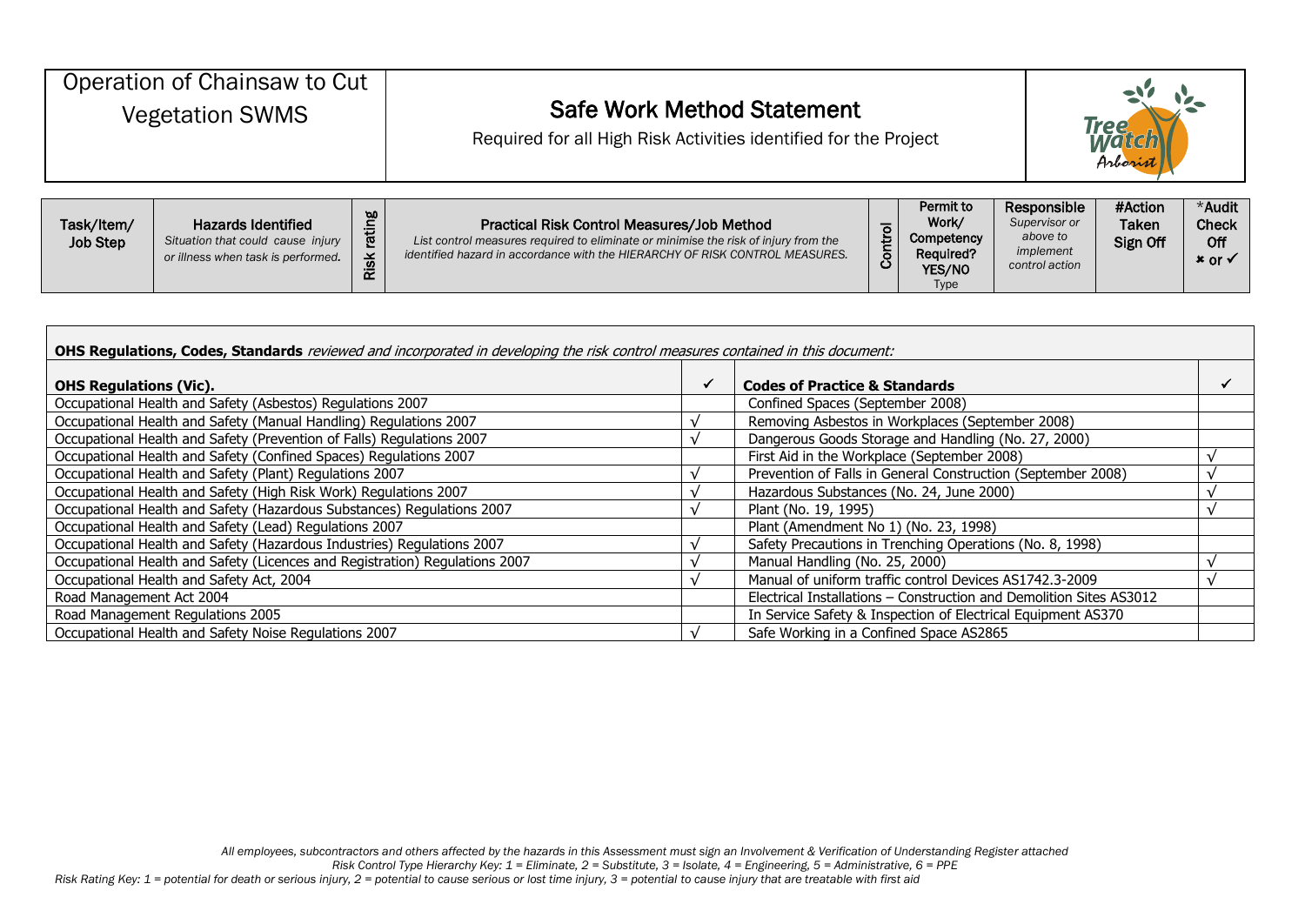| Operation of Chainsaw to Cut Vegetation SWMS | Safe Work Method Statement<br>Required for all High Risk Activities identified for the Project | |
|---|---|---|

| Task/Item/ Job Step | Hazards Identified<br>*Situation that could cause injury or illness when task is performed.* | Risk rating | Practical Risk Control Measures/Job Method<br>*List control measures required to eliminate or minimise the risk of injury from the identified hazard in accordance with the HIERARCHY OF RISK CONTROL MEASURES.* | Control | Permit to Work/ Competency Required? YES/NO Type | Responsible<br>*Supervisor or above to implement control action* | #Action Taken Sign Off | *Audit Check Off ✖ or ✓ |
|---|---|---|---|---|---|---|---|---|

**OHS Regulations, Codes, Standards** *reviewed and incorporated in developing the risk control measures contained in this document:*

| **OHS Regulations (Vic).** | ✓ | **Codes of Practice & Standards** | ✓ |
|---|---|---|---|
| Occupational Health and Safety (Asbestos) Regulations 2007 | | Confined Spaces (September 2008) | |
| Occupational Health and Safety (Manual Handling) Regulations 2007 | √ | Removing Asbestos in Workplaces (September 2008) | |
| Occupational Health and Safety (Prevention of Falls) Regulations 2007 | √ | Dangerous Goods Storage and Handling (No. 27, 2000) | |
| Occupational Health and Safety (Confined Spaces) Regulations 2007 | | First Aid in the Workplace (September 2008) | √ |
| Occupational Health and Safety (Plant) Regulations 2007 | √ | Prevention of Falls in General Construction (September 2008) | √ |
| Occupational Health and Safety (High Risk Work) Regulations 2007 | √ | Hazardous Substances (No. 24, June 2000) | √ |
| Occupational Health and Safety (Hazardous Substances) Regulations 2007 | √ | Plant (No. 19, 1995) | √ |
| Occupational Health and Safety (Lead) Regulations 2007 | | Plant (Amendment No 1) (No. 23, 1998) | |
| Occupational Health and Safety (Hazardous Industries) Regulations 2007 | √ | Safety Precautions in Trenching Operations (No. 8, 1998) | |
| Occupational Health and Safety (Licences and Registration) Regulations 2007 | √ | Manual Handling (No. 25, 2000) | √ |
| Occupational Health and Safety Act, 2004 | √ | Manual of uniform traffic control Devices AS1742.3-2009 | √ |
| Road Management Act 2004 | | Electrical Installations – Construction and Demolition Sites AS3012 | |
| Road Management Regulations 2005 | | In Service Safety & Inspection of Electrical Equipment AS370 | |
| Occupational Health and Safety Noise Regulations 2007 | √ | Safe Working in a Confined Space AS2865 | |

*All employees, subcontractors and others affected by the hazards in this Assessment must sign an Involvement & Verification of Understanding Register attached*

*Risk Control Type Hierarchy Key: 1 = Eliminate, 2 = Substitute, 3 = Isolate, 4 = Engineering, 5 = Administrative, 6 = PPE*

*Risk Rating Key: 1 = potential for death or serious injury, 2 = potential to cause serious or lost time injury, 3 = potential to cause injury that are treatable with first aid*